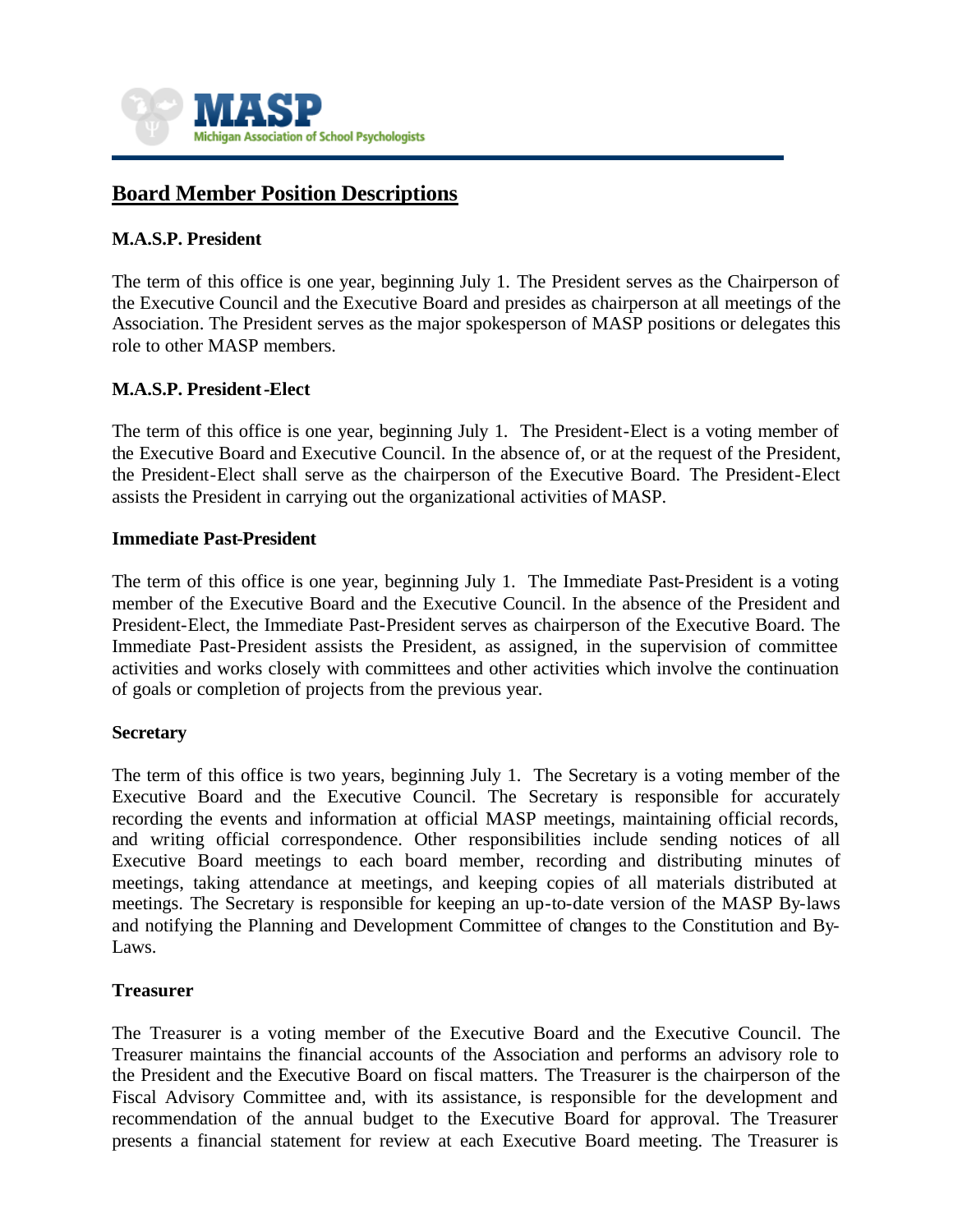**MASP**
Michigan Association of School Psychologists

# Board Member Position Descriptions

### M.A.S.P. President

The term of this office is one year, beginning July 1. The President serves as the Chairperson of the Executive Council and the Executive Board and presides as chairperson at all meetings of the Association. The President serves as the major spokesperson of MASP positions or delegates this role to other MASP members.

### M.A.S.P. President-Elect

The term of this office is one year, beginning July 1. The President-Elect is a voting member of the Executive Board and Executive Council. In the absence of, or at the request of the President, the President-Elect shall serve as the chairperson of the Executive Board. The President-Elect assists the President in carrying out the organizational activities of MASP.

### Immediate Past-President

The term of this office is one year, beginning July 1. The Immediate Past-President is a voting member of the Executive Board and the Executive Council. In the absence of the President and President-Elect, the Immediate Past-President serves as chairperson of the Executive Board. The Immediate Past-President assists the President, as assigned, in the supervision of committee activities and works closely with committees and other activities which involve the continuation of goals or completion of projects from the previous year.

### Secretary

The term of this office is two years, beginning July 1. The Secretary is a voting member of the Executive Board and the Executive Council. The Secretary is responsible for accurately recording the events and information at official MASP meetings, maintaining official records, and writing official correspondence. Other responsibilities include sending notices of all Executive Board meetings to each board member, recording and distributing minutes of meetings, taking attendance at meetings, and keeping copies of all materials distributed at meetings. The Secretary is responsible for keeping an up-to-date version of the MASP By-laws and notifying the Planning and Development Committee of changes to the Constitution and By-Laws.

### Treasurer

The Treasurer is a voting member of the Executive Board and the Executive Council. The Treasurer maintains the financial accounts of the Association and performs an advisory role to the President and the Executive Board on fiscal matters. The Treasurer is the chairperson of the Fiscal Advisory Committee and, with its assistance, is responsible for the development and recommendation of the annual budget to the Executive Board for approval. The Treasurer presents a financial statement for review at each Executive Board meeting. The Treasurer is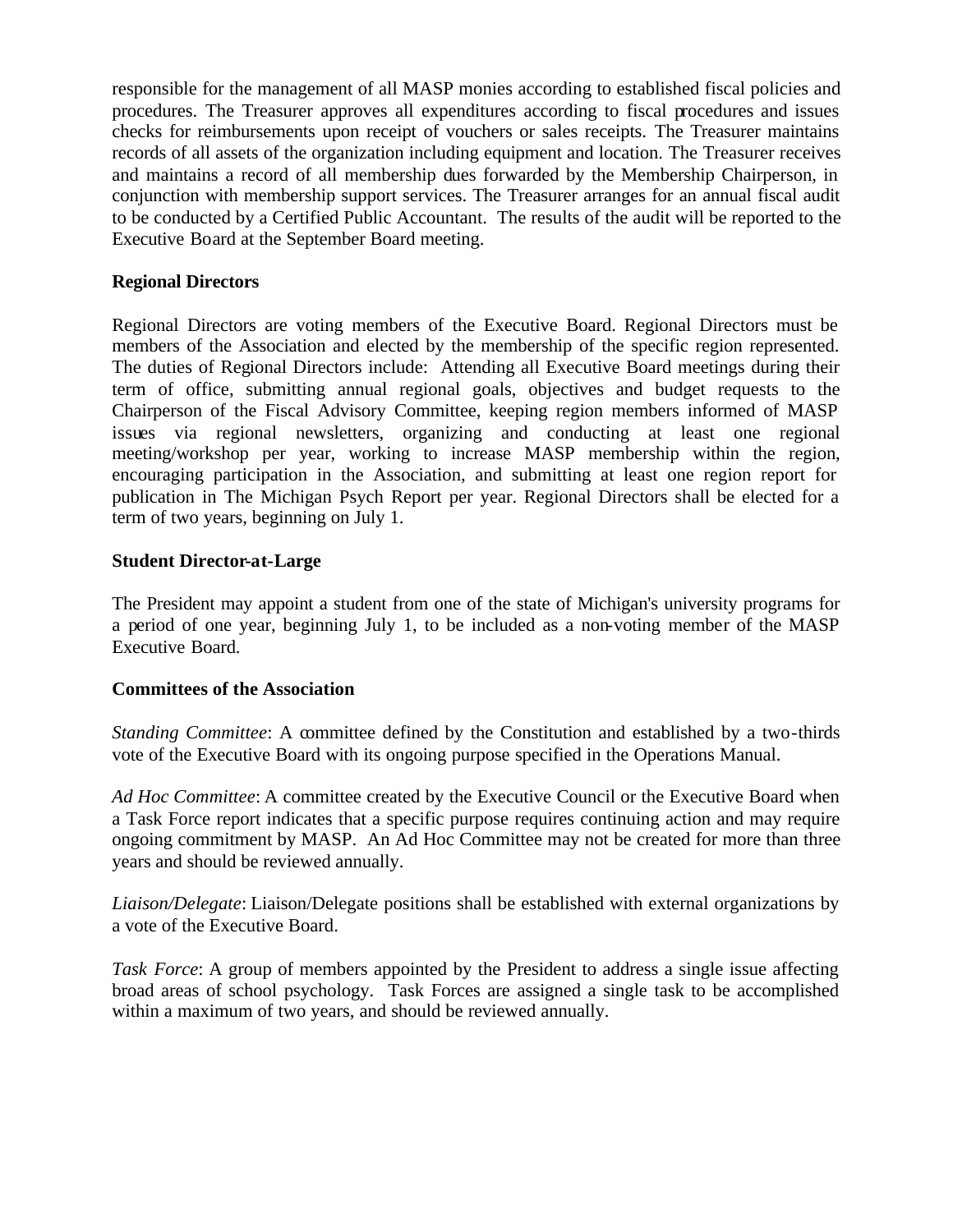responsible for the management of all MASP monies according to established fiscal policies and procedures. The Treasurer approves all expenditures according to fiscal procedures and issues checks for reimbursements upon receipt of vouchers or sales receipts. The Treasurer maintains records of all assets of the organization including equipment and location. The Treasurer receives and maintains a record of all membership dues forwarded by the Membership Chairperson, in conjunction with membership support services. The Treasurer arranges for an annual fiscal audit to be conducted by a Certified Public Accountant. The results of the audit will be reported to the Executive Board at the September Board meeting.

**Regional Directors**

Regional Directors are voting members of the Executive Board. Regional Directors must be members of the Association and elected by the membership of the specific region represented. The duties of Regional Directors include: Attending all Executive Board meetings during their term of office, submitting annual regional goals, objectives and budget requests to the Chairperson of the Fiscal Advisory Committee, keeping region members informed of MASP issues via regional newsletters, organizing and conducting at least one regional meeting/workshop per year, working to increase MASP membership within the region, encouraging participation in the Association, and submitting at least one region report for publication in The Michigan Psych Report per year. Regional Directors shall be elected for a term of two years, beginning on July 1.

**Student Director-at-Large**

The President may appoint a student from one of the state of Michigan's university programs for a period of one year, beginning July 1, to be included as a non-voting member of the MASP Executive Board.

**Committees of the Association**

*Standing Committee*: A committee defined by the Constitution and established by a two-thirds vote of the Executive Board with its ongoing purpose specified in the Operations Manual.

*Ad Hoc Committee*: A committee created by the Executive Council or the Executive Board when a Task Force report indicates that a specific purpose requires continuing action and may require ongoing commitment by MASP. An Ad Hoc Committee may not be created for more than three years and should be reviewed annually.

*Liaison/Delegate*: Liaison/Delegate positions shall be established with external organizations by a vote of the Executive Board.

*Task Force*: A group of members appointed by the President to address a single issue affecting broad areas of school psychology. Task Forces are assigned a single task to be accomplished within a maximum of two years, and should be reviewed annually.